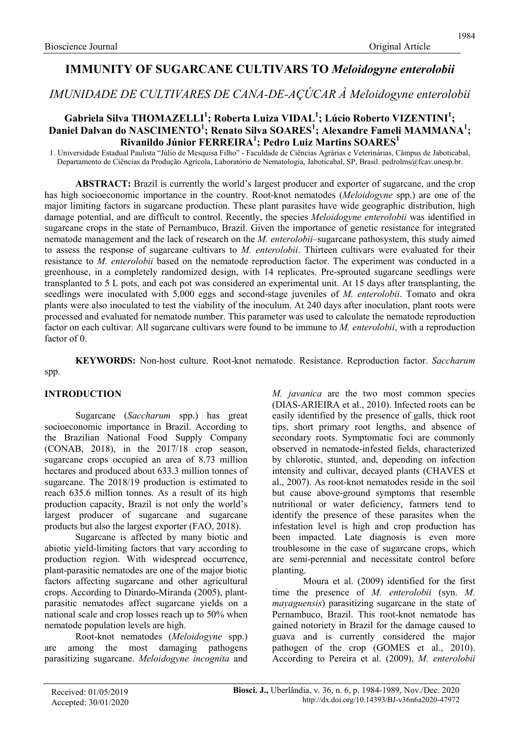# IMMUNITY OF SUGARCANE CULTIVARS TO *Meloidogyne enterolobii*

## *IMUNIDADE DE CULTIVARES DE CANA-DE-AÇÚCAR À Meloidogyne enterolobii*

**Gabriela Silva THOMAZELLI[1]; Roberta Luiza VIDAL[1]; Lúcio Roberto VIZENTINI[1]; Daniel Dalvan do NASCIMENTO[1]; Renato Silva SOARES[1]; Alexandre Fameli MAMMANA[1]; Rivanildo Júnior FERREIRA[1]; Pedro Luiz Martins SOARES[1]**

1. Universidade Estadual Paulista "Júlio de Mesquisa Filho" - Faculdade de Ciências Agrárias e Veterinárias, Câmpus de Jaboticabal, Departamento de Ciências da Produção Agrícola, Laboratório de Nematologia, Jaboticabal, SP, Brasil. pedrolms@fcav.unesp.br.

**ABSTRACT:** Brazil is currently the world's largest producer and exporter of sugarcane, and the crop has high socioeconomic importance in the country. Root-knot nematodes (*Meloidogyne* spp.) are one of the major limiting factors in sugarcane production. These plant parasites have wide geographic distribution, high damage potential, and are difficult to control. Recently, the species *Meloidogyne enterolobii* was identified in sugarcane crops in the state of Pernambuco, Brazil. Given the importance of genetic resistance for integrated nematode management and the lack of research on the *M. enterolobii*–sugarcane pathosystem, this study aimed to assess the response of sugarcane cultivars to *M. enterolobii*. Thirteen cultivars were evaluated for their resistance to *M. enterolobii* based on the nematode reproduction factor. The experiment was conducted in a greenhouse, in a completely randomized design, with 14 replicates. Pre-sprouted sugarcane seedlings were transplanted to 5 L pots, and each pot was considered an experimental unit. At 15 days after transplanting, the seedlings were inoculated with 5,000 eggs and second-stage juveniles of *M. enterolobii*. Tomato and okra plants were also inoculated to test the viability of the inoculum. At 240 days after inoculation, plant roots were processed and evaluated for nematode number. This parameter was used to calculate the nematode reproduction factor on each cultivar. All sugarcane cultivars were found to be immune to *M. enterolobii*, with a reproduction factor of 0.

**KEYWORDS:** Non-host culture. Root-knot nematode. Resistance. Reproduction factor. *Saccharum* spp.

## INTRODUCTION

Sugarcane (*Saccharum* spp.) has great socioeconomic importance in Brazil. According to the Brazilian National Food Supply Company (CONAB, 2018), in the 2017/18 crop season, sugarcane crops occupied an area of 8.73 million hectares and produced about 633.3 million tonnes of sugarcane. The 2018/19 production is estimated to reach 635.6 million tonnes. As a result of its high production capacity, Brazil is not only the world's largest producer of sugarcane and sugarcane products but also the largest exporter (FAO, 2018).

Sugarcane is affected by many biotic and abiotic yield-limiting factors that vary according to production region. With widespread occurrence, plant-parasitic nematodes are one of the major biotic factors affecting sugarcane and other agricultural crops. According to Dinardo-Miranda (2005), plant-parasitic nematodes affect sugarcane yields on a national scale and crop losses reach up to 50% when nematode population levels are high.

Root-knot nematodes (*Meloidogyne* spp.) are among the most damaging pathogens parasitizing sugarcane. *Meloidogyne incognita* and *M. javanica* are the two most common species (DIAS-ARIEIRA et al., 2010). Infected roots can be easily identified by the presence of galls, thick root tips, short primary root lengths, and absence of secondary roots. Symptomatic foci are commonly observed in nematode-infested fields, characterized by chlorotic, stunted, and, depending on infection intensity and cultivar, decayed plants (CHAVES et al., 2007). As root-knot nematodes reside in the soil but cause above-ground symptoms that resemble nutritional or water deficiency, farmers tend to identify the presence of these parasites when the infestation level is high and crop production has been impacted. Late diagnosis is even more troublesome in the case of sugarcane crops, which are semi-perennial and necessitate control before planting.

Moura et al. (2009) identified for the first time the presence of *M. enterolobii* (syn. *M. mayaguensis*) parasitizing sugarcane in the state of Pernambuco, Brazil. This root-knot nematode has gained notoriety in Brazil for the damage caused to guava and is currently considered the major pathogen of the crop (GOMES et al., 2010). According to Pereira et al. (2009), *M. enterolobii*

Received: 01/05/2019
Accepted: 30/01/2020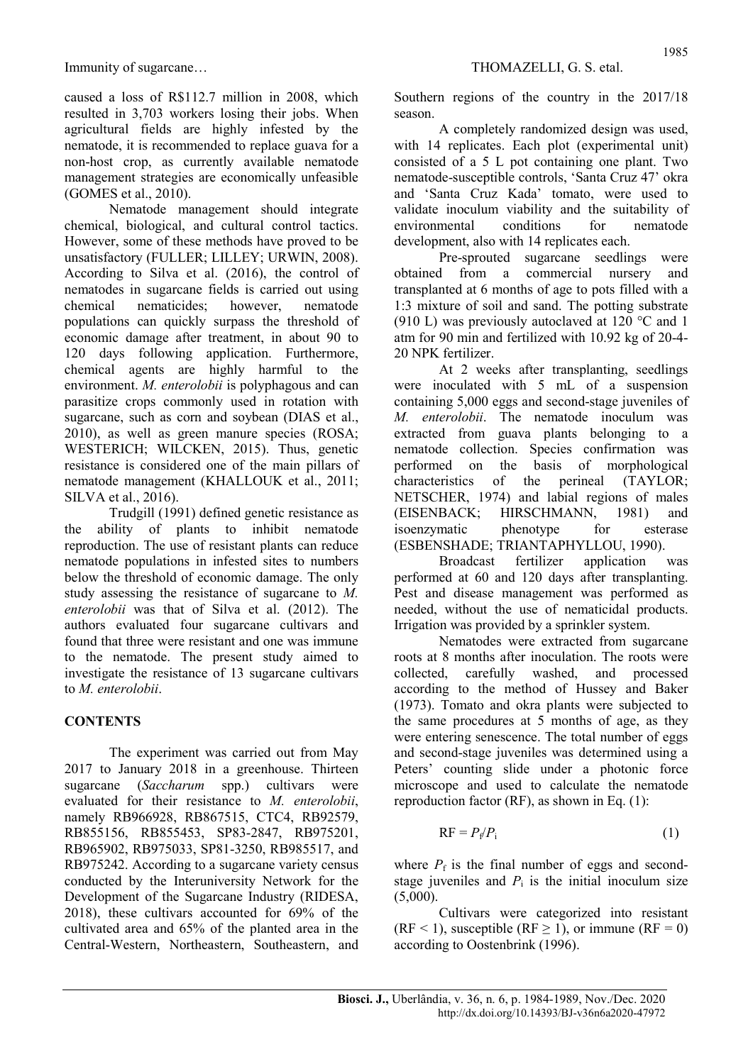caused a loss of R$112.7 million in 2008, which resulted in 3,703 workers losing their jobs. When agricultural fields are highly infested by the nematode, it is recommended to replace guava for a non-host crop, as currently available nematode management strategies are economically unfeasible (GOMES et al., 2010).

Nematode management should integrate chemical, biological, and cultural control tactics. However, some of these methods have proved to be unsatisfactory (FULLER; LILLEY; URWIN, 2008). According to Silva et al. (2016), the control of nematodes in sugarcane fields is carried out using chemical nematicides; however, nematode populations can quickly surpass the threshold of economic damage after treatment, in about 90 to 120 days following application. Furthermore, chemical agents are highly harmful to the environment. *M. enterolobii* is polyphagous and can parasitize crops commonly used in rotation with sugarcane, such as corn and soybean (DIAS et al., 2010), as well as green manure species (ROSA; WESTERICH; WILCKEN, 2015). Thus, genetic resistance is considered one of the main pillars of nematode management (KHALLOUK et al., 2011; SILVA et al., 2016).

Trudgill (1991) defined genetic resistance as the ability of plants to inhibit nematode reproduction. The use of resistant plants can reduce nematode populations in infested sites to numbers below the threshold of economic damage. The only study assessing the resistance of sugarcane to *M. enterolobii* was that of Silva et al. (2012). The authors evaluated four sugarcane cultivars and found that three were resistant and one was immune to the nematode. The present study aimed to investigate the resistance of 13 sugarcane cultivars to *M. enterolobii*.

## CONTENTS

The experiment was carried out from May 2017 to January 2018 in a greenhouse. Thirteen sugarcane (*Saccharum* spp.) cultivars were evaluated for their resistance to *M. enterolobii*, namely RB966928, RB867515, CTC4, RB92579, RB855156, RB855453, SP83-2847, RB975201, RB965902, RB975033, SP81-3250, RB985517, and RB975242. According to a sugarcane variety census conducted by the Interuniversity Network for the Development of the Sugarcane Industry (RIDESA, 2018), these cultivars accounted for 69% of the cultivated area and 65% of the planted area in the Central-Western, Northeastern, Southeastern, and Southern regions of the country in the 2017/18 season.

A completely randomized design was used, with 14 replicates. Each plot (experimental unit) consisted of a 5 L pot containing one plant. Two nematode-susceptible controls, 'Santa Cruz 47' okra and 'Santa Cruz Kada' tomato, were used to validate inoculum viability and the suitability of environmental conditions for nematode development, also with 14 replicates each.

Pre-sprouted sugarcane seedlings were obtained from a commercial nursery and transplanted at 6 months of age to pots filled with a 1:3 mixture of soil and sand. The potting substrate (910 L) was previously autoclaved at 120 °C and 1 atm for 90 min and fertilized with 10.92 kg of 20-4-20 NPK fertilizer.

At 2 weeks after transplanting, seedlings were inoculated with 5 mL of a suspension containing 5,000 eggs and second-stage juveniles of *M. enterolobii*. The nematode inoculum was extracted from guava plants belonging to a nematode collection. Species confirmation was performed on the basis of morphological characteristics of the perineal (TAYLOR; NETSCHER, 1974) and labial regions of males (EISENBACK; HIRSCHMANN, 1981) and isoenzymatic phenotype for esterase (ESBENSHADE; TRIANTAPHYLLOU, 1990).

Broadcast fertilizer application was performed at 60 and 120 days after transplanting. Pest and disease management was performed as needed, without the use of nematicidal products. Irrigation was provided by a sprinkler system.

Nematodes were extracted from sugarcane roots at 8 months after inoculation. The roots were collected, carefully washed, and processed according to the method of Hussey and Baker (1973). Tomato and okra plants were subjected to the same procedures at 5 months of age, as they were entering senescence. The total number of eggs and second-stage juveniles was determined using a Peters' counting slide under a photonic force microscope and used to calculate the nematode reproduction factor (RF), as shown in Eq. (1):

$$RF = P_f/P_i \quad (1)$$

where $P_f$ is the final number of eggs and second-stage juveniles and $P_i$ is the initial inoculum size (5,000).

Cultivars were categorized into resistant ($RF < 1$), susceptible ($RF \geq 1$), or immune ($RF = 0$) according to Oostenbrink (1996).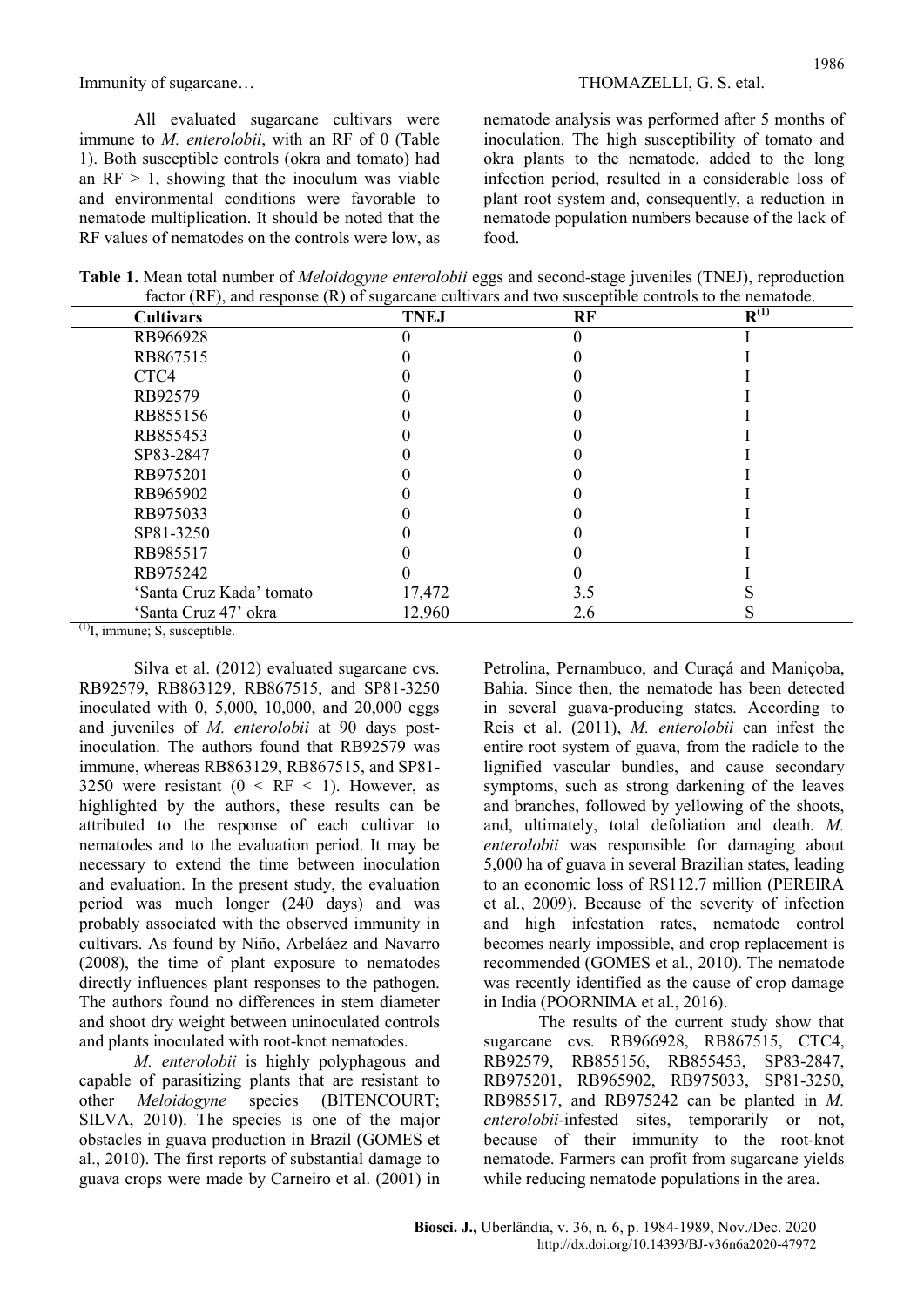All evaluated sugarcane cultivars were immune to *M. enterolobii*, with an RF of 0 (Table 1). Both susceptible controls (okra and tomato) had an RF > 1, showing that the inoculum was viable and environmental conditions were favorable to nematode multiplication. It should be noted that the RF values of nematodes on the controls were low, as nematode analysis was performed after 5 months of inoculation. The high susceptibility of tomato and okra plants to the nematode, added to the long infection period, resulted in a considerable loss of plant root system and, consequently, a reduction in nematode population numbers because of the lack of food.

**Table 1.** Mean total number of *Meloidogyne enterolobii* eggs and second-stage juveniles (TNEJ), reproduction factor (RF), and response (R) of sugarcane cultivars and two susceptible controls to the nematode.

| Cultivars | TNEJ | RF | R[1] |
|---|---|---|---|
| RB966928 | 0 | 0 | I |
| RB867515 | 0 | 0 | I |
| CTC4 | 0 | 0 | I |
| RB92579 | 0 | 0 | I |
| RB855156 | 0 | 0 | I |
| RB855453 | 0 | 0 | I |
| SP83-2847 | 0 | 0 | I |
| RB975201 | 0 | 0 | I |
| RB965902 | 0 | 0 | I |
| RB975033 | 0 | 0 | I |
| SP81-3250 | 0 | 0 | I |
| RB985517 | 0 | 0 | I |
| RB975242 | 0 | 0 | I |
| 'Santa Cruz Kada' tomato | 17,472 | 3.5 | S |
| 'Santa Cruz 47' okra | 12,960 | 2.6 | S |

[1]I, immune; S, susceptible.

Silva et al. (2012) evaluated sugarcane cvs. RB92579, RB863129, RB867515, and SP81-3250 inoculated with 0, 5,000, 10,000, and 20,000 eggs and juveniles of *M. enterolobii* at 90 days post-inoculation. The authors found that RB92579 was immune, whereas RB863129, RB867515, and SP81-3250 were resistant (0 < RF < 1). However, as highlighted by the authors, these results can be attributed to the response of each cultivar to nematodes and to the evaluation period. It may be necessary to extend the time between inoculation and evaluation. In the present study, the evaluation period was much longer (240 days) and was probably associated with the observed immunity in cultivars. As found by Niño, Arbeláez and Navarro (2008), the time of plant exposure to nematodes directly influences plant responses to the pathogen. The authors found no differences in stem diameter and shoot dry weight between uninoculated controls and plants inoculated with root-knot nematodes.

*M. enterolobii* is highly polyphagous and capable of parasitizing plants that are resistant to other *Meloidogyne* species (BITENCOURT; SILVA, 2010). The species is one of the major obstacles in guava production in Brazil (GOMES et al., 2010). The first reports of substantial damage to guava crops were made by Carneiro et al. (2001) in Petrolina, Pernambuco, and Curaçá and Maniçoba, Bahia. Since then, the nematode has been detected in several guava-producing states. According to Reis et al. (2011), *M. enterolobii* can infest the entire root system of guava, from the radicle to the lignified vascular bundles, and cause secondary symptoms, such as strong darkening of the leaves and branches, followed by yellowing of the shoots, and, ultimately, total defoliation and death. *M. enterolobii* was responsible for damaging about 5,000 ha of guava in several Brazilian states, leading to an economic loss of R$112.7 million (PEREIRA et al., 2009). Because of the severity of infection and high infestation rates, nematode control becomes nearly impossible, and crop replacement is recommended (GOMES et al., 2010). The nematode was recently identified as the cause of crop damage in India (POORNIMA et al., 2016).

The results of the current study show that sugarcane cvs. RB966928, RB867515, CTC4, RB92579, RB855156, RB855453, SP83-2847, RB975201, RB965902, RB975033, SP81-3250, RB985517, and RB975242 can be planted in *M. enterolobii*-infested sites, temporarily or not, because of their immunity to the root-knot nematode. Farmers can profit from sugarcane yields while reducing nematode populations in the area.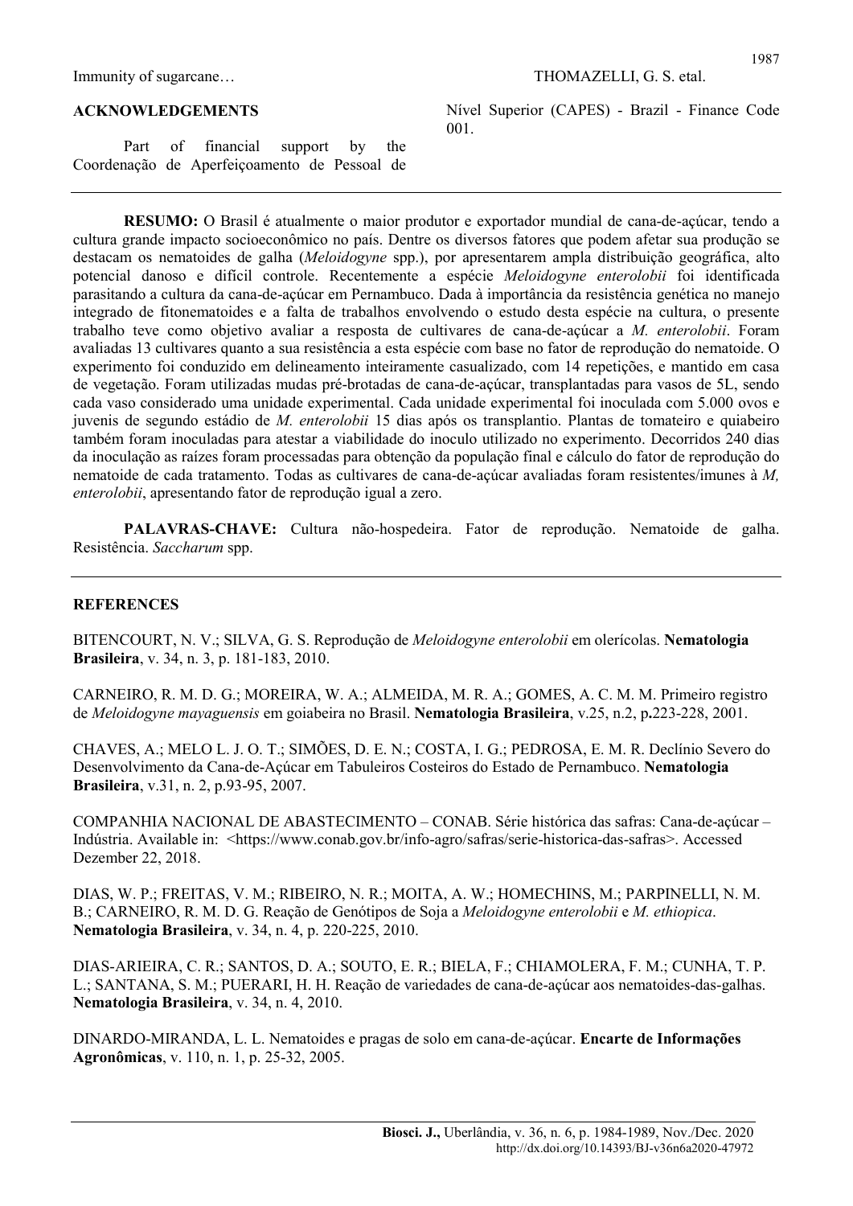## ACKNOWLEDGEMENTS

Part of financial support by the Coordenação de Aperfeiçoamento de Pessoal de Nível Superior (CAPES) - Brazil - Finance Code 001.

---

**RESUMO:** O Brasil é atualmente o maior produtor e exportador mundial de cana-de-açúcar, tendo a cultura grande impacto socioeconômico no país. Dentre os diversos fatores que podem afetar sua produção se destacam os nematoides de galha (*Meloidogyne* spp.), por apresentarem ampla distribuição geográfica, alto potencial danoso e difícil controle. Recentemente a espécie *Meloidogyne enterolobii* foi identificada parasitando a cultura da cana-de-açúcar em Pernambuco. Dada à importância da resistência genética no manejo integrado de fitonematoides e a falta de trabalhos envolvendo o estudo desta espécie na cultura, o presente trabalho teve como objetivo avaliar a resposta de cultivares de cana-de-açúcar a *M. enterolobii*. Foram avaliadas 13 cultivares quanto a sua resistência a esta espécie com base no fator de reprodução do nematoide. O experimento foi conduzido em delineamento inteiramente casualizado, com 14 repetições, e mantido em casa de vegetação. Foram utilizadas mudas pré-brotadas de cana-de-açúcar, transplantadas para vasos de 5L, sendo cada vaso considerado uma unidade experimental. Cada unidade experimental foi inoculada com 5.000 ovos e juvenis de segundo estádio de *M. enterolobii* 15 dias após os transplantio. Plantas de tomateiro e quiabeiro também foram inoculadas para atestar a viabilidade do inoculo utilizado no experimento. Decorridos 240 dias da inoculação as raízes foram processadas para obtenção da população final e cálculo do fator de reprodução do nematoide de cada tratamento. Todas as cultivares de cana-de-açúcar avaliadas foram resistentes/imunes à *M, enterolobii*, apresentando fator de reprodução igual a zero.

**PALAVRAS-CHAVE:** Cultura não-hospedeira. Fator de reprodução. Nematoide de galha. Resistência. *Saccharum* spp.

---

## REFERENCES

BITENCOURT, N. V.; SILVA, G. S. Reprodução de *Meloidogyne enterolobii* em olerícolas. **Nematologia Brasileira**, v. 34, n. 3, p. 181-183, 2010.

CARNEIRO, R. M. D. G.; MOREIRA, W. A.; ALMEIDA, M. R. A.; GOMES, A. C. M. M. Primeiro registro de *Meloidogyne mayaguensis* em goiabeira no Brasil. **Nematologia Brasileira**, v.25, n.2, p**.**223-228, 2001.

CHAVES, A.; MELO L. J. O. T.; SIMÕES, D. E. N.; COSTA, I. G.; PEDROSA, E. M. R. Declínio Severo do Desenvolvimento da Cana-de-Açúcar em Tabuleiros Costeiros do Estado de Pernambuco. **Nematologia Brasileira**, v.31, n. 2, p.93-95, 2007.

COMPANHIA NACIONAL DE ABASTECIMENTO – CONAB. Série histórica das safras: Cana-de-açúcar – Indústria. Available in: <https://www.conab.gov.br/info-agro/safras/serie-historica-das-safras>. Accessed Dezember 22, 2018.

DIAS, W. P.; FREITAS, V. M.; RIBEIRO, N. R.; MOITA, A. W.; HOMECHINS, M.; PARPINELLI, N. M. B.; CARNEIRO, R. M. D. G. Reação de Genótipos de Soja a *Meloidogyne enterolobii* e *M. ethiopica*. **Nematologia Brasileira**, v. 34, n. 4, p. 220-225, 2010.

DIAS-ARIEIRA, C. R.; SANTOS, D. A.; SOUTO, E. R.; BIELA, F.; CHIAMOLERA, F. M.; CUNHA, T. P. L.; SANTANA, S. M.; PUERARI, H. H. Reação de variedades de cana-de-açúcar aos nematoides-das-galhas. **Nematologia Brasileira**, v. 34, n. 4, 2010.

DINARDO-MIRANDA, L. L. Nematoides e pragas de solo em cana-de-açúcar. **Encarte de Informações Agronômicas**, v. 110, n. 1, p. 25-32, 2005.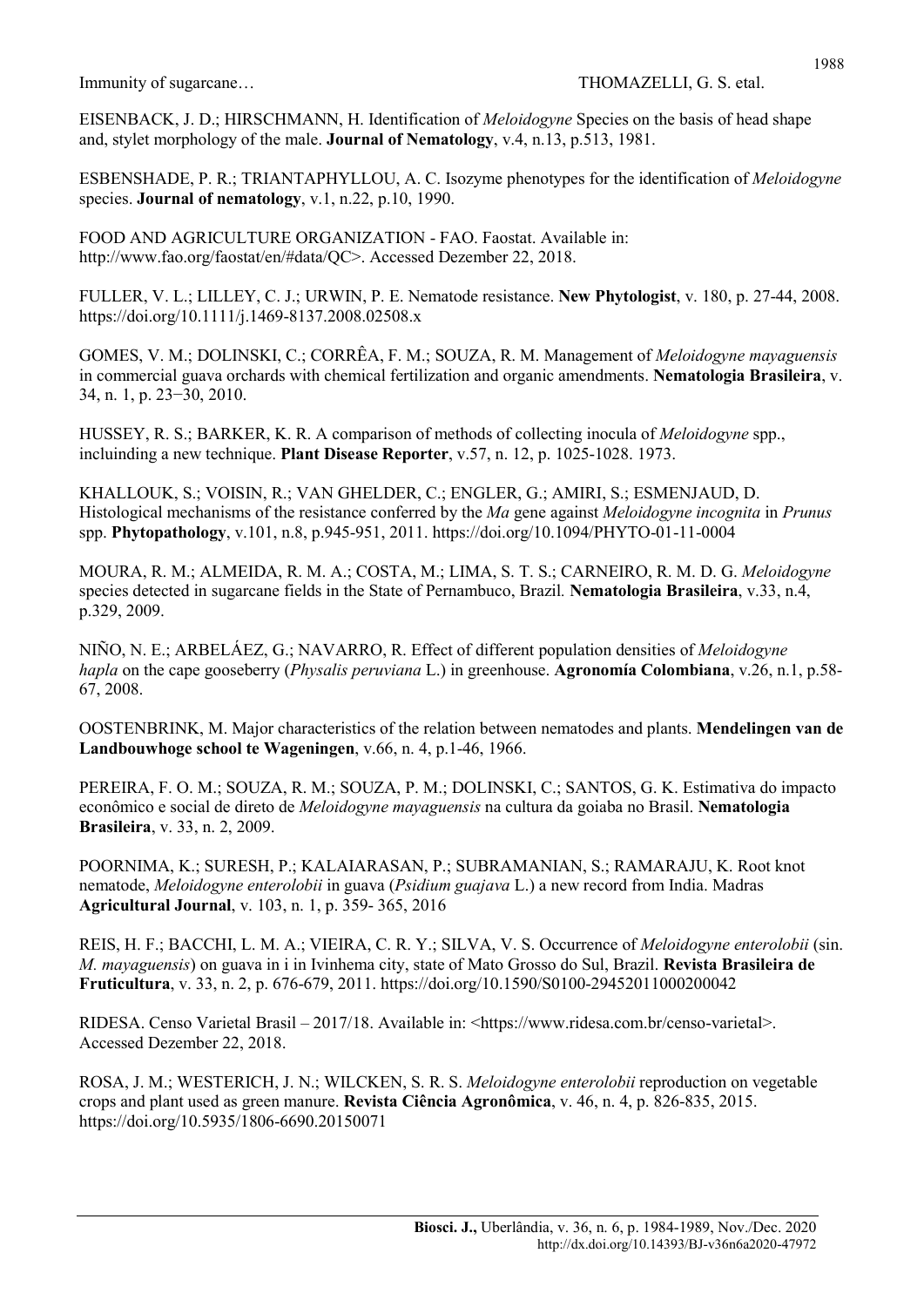EISENBACK, J. D.; HIRSCHMANN, H. Identification of *Meloidogyne* Species on the basis of head shape and, stylet morphology of the male. **Journal of Nematology**, v.4, n.13, p.513, 1981.

ESBENSHADE, P. R.; TRIANTAPHYLLOU, A. C. Isozyme phenotypes for the identification of *Meloidogyne* species. **Journal of nematology**, v.1, n.22, p.10, 1990.

FOOD AND AGRICULTURE ORGANIZATION - FAO. Faostat. Available in: http://www.fao.org/faostat/en/#data/QC>. Accessed Dezember 22, 2018.

FULLER, V. L.; LILLEY, C. J.; URWIN, P. E. Nematode resistance. **New Phytologist**, v. 180, p. 27-44, 2008. https://doi.org/10.1111/j.1469-8137.2008.02508.x

GOMES, V. M.; DOLINSKI, C.; CORRÊA, F. M.; SOUZA, R. M. Management of *Meloidogyne mayaguensis* in commercial guava orchards with chemical fertilization and organic amendments. **Nematologia Brasileira**, v. 34, n. 1, p. 23−30, 2010.

HUSSEY, R. S.; BARKER, K. R. A comparison of methods of collecting inocula of *Meloidogyne* spp., incluinding a new technique. **Plant Disease Reporter**, v.57, n. 12, p. 1025-1028. 1973.

KHALLOUK, S.; VOISIN, R.; VAN GHELDER, C.; ENGLER, G.; AMIRI, S.; ESMENJAUD, D. Histological mechanisms of the resistance conferred by the *Ma* gene against *Meloidogyne incognita* in *Prunus* spp. **Phytopathology**, v.101, n.8, p.945-951, 2011. https://doi.org/10.1094/PHYTO-01-11-0004

MOURA, R. M.; ALMEIDA, R. M. A.; COSTA, M.; LIMA, S. T. S.; CARNEIRO, R. M. D. G. *Meloidogyne* species detected in sugarcane fields in the State of Pernambuco, Brazil. **Nematologia Brasileira**, v.33, n.4, p.329, 2009.

NIÑO, N. E.; ARBELÁEZ, G.; NAVARRO, R. Effect of different population densities of *Meloidogyne hapla* on the cape gooseberry (*Physalis peruviana* L.) in greenhouse. **Agronomía Colombiana**, v.26, n.1, p.58-67, 2008.

OOSTENBRINK, M. Major characteristics of the relation between nematodes and plants. **Mendelingen van de Landbouwhoge school te Wageningen**, v.66, n. 4, p.1-46, 1966.

PEREIRA, F. O. M.; SOUZA, R. M.; SOUZA, P. M.; DOLINSKI, C.; SANTOS, G. K. Estimativa do impacto econômico e social de direto de *Meloidogyne mayaguensis* na cultura da goiaba no Brasil. **Nematologia Brasileira**, v. 33, n. 2, 2009.

POORNIMA, K.; SURESH, P.; KALAIARASAN, P.; SUBRAMANIAN, S.; RAMARAJU, K. Root knot nematode, *Meloidogyne enterolobii* in guava (*Psidium guajava* L.) a new record from India. Madras **Agricultural Journal**, v. 103, n. 1, p. 359- 365, 2016

REIS, H. F.; BACCHI, L. M. A.; VIEIRA, C. R. Y.; SILVA, V. S. Occurrence of *Meloidogyne enterolobii* (sin. *M. mayaguensis*) on guava in i in Ivinhema city, state of Mato Grosso do Sul, Brazil. **Revista Brasileira de Fruticultura**, v. 33, n. 2, p. 676-679, 2011. https://doi.org/10.1590/S0100-29452011000200042

RIDESA. Censo Varietal Brasil – 2017/18. Available in: <https://www.ridesa.com.br/censo-varietal>. Accessed Dezember 22, 2018.

ROSA, J. M.; WESTERICH, J. N.; WILCKEN, S. R. S. *Meloidogyne enterolobii* reproduction on vegetable crops and plant used as green manure. **Revista Ciência Agronômica**, v. 46, n. 4, p. 826-835, 2015. https://doi.org/10.5935/1806-6690.20150071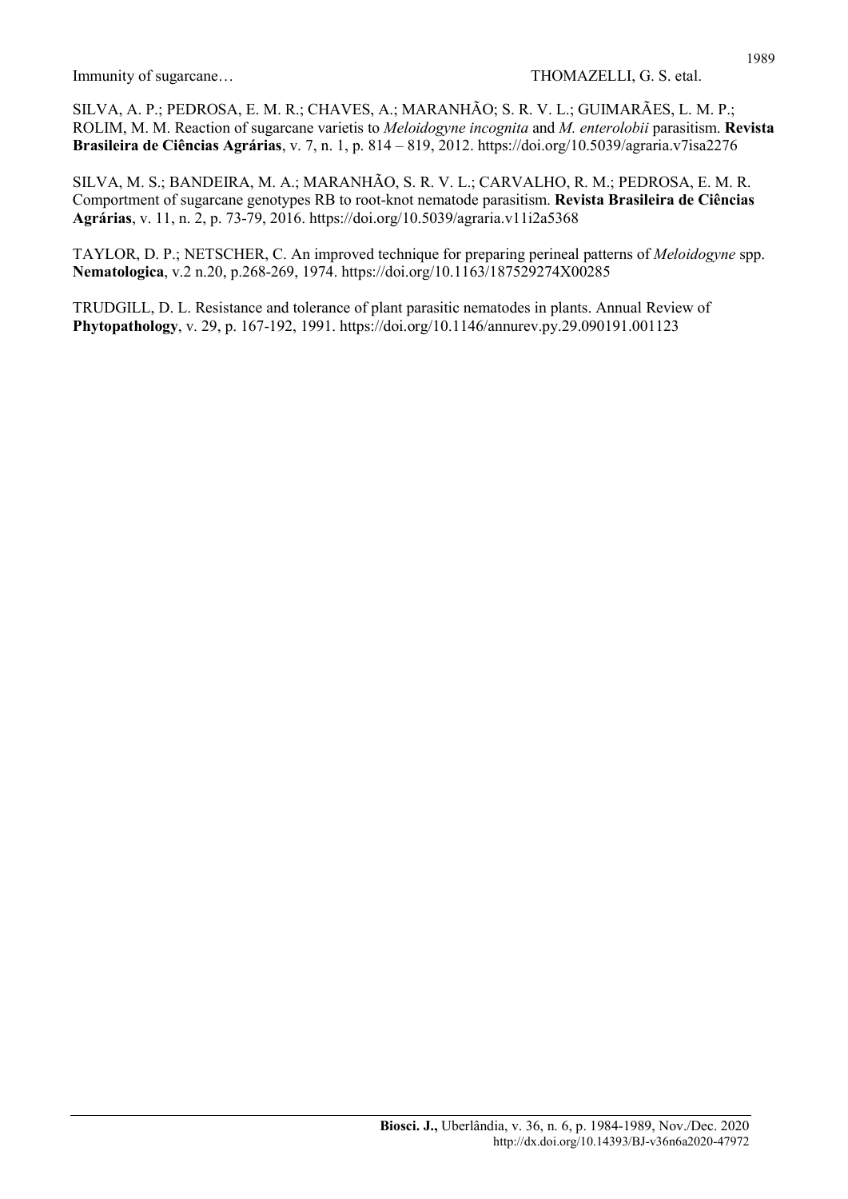SILVA, A. P.; PEDROSA, E. M. R.; CHAVES, A.; MARANHÃO; S. R. V. L.; GUIMARÃES, L. M. P.; ROLIM, M. M. Reaction of sugarcane varietis to *Meloidogyne incognita* and *M. enterolobii* parasitism. **Revista Brasileira de Ciências Agrárias**, v. 7, n. 1, p. 814 – 819, 2012. https://doi.org/10.5039/agraria.v7isa2276

SILVA, M. S.; BANDEIRA, M. A.; MARANHÃO, S. R. V. L.; CARVALHO, R. M.; PEDROSA, E. M. R. Comportment of sugarcane genotypes RB to root-knot nematode parasitism. **Revista Brasileira de Ciências Agrárias**, v. 11, n. 2, p. 73-79, 2016. https://doi.org/10.5039/agraria.v11i2a5368

TAYLOR, D. P.; NETSCHER, C. An improved technique for preparing perineal patterns of *Meloidogyne* spp. **Nematologica**, v.2 n.20, p.268-269, 1974. https://doi.org/10.1163/187529274X00285

TRUDGILL, D. L. Resistance and tolerance of plant parasitic nematodes in plants. Annual Review of **Phytopathology**, v. 29, p. 167-192, 1991. https://doi.org/10.1146/annurev.py.29.090191.001123